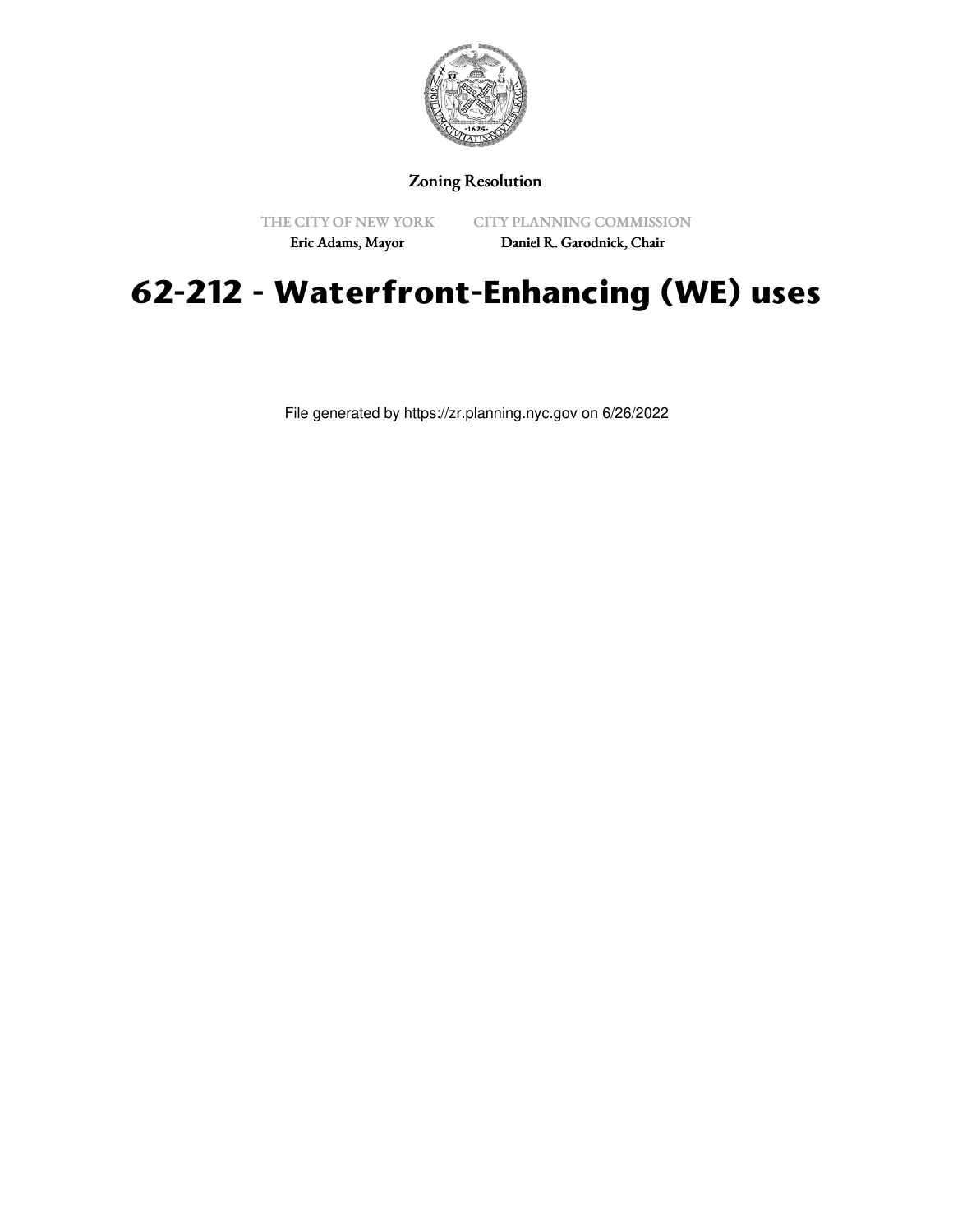Zoning Resolution

THE CITY OF NEW YORK
Eric Adams, Mayor

CITY PLANNING COMMISSION
Daniel R. Garodnick, Chair

# 62-212 - Waterfront-Enhancing (WE) uses

File generated by https://zr.planning.nyc.gov on 6/26/2022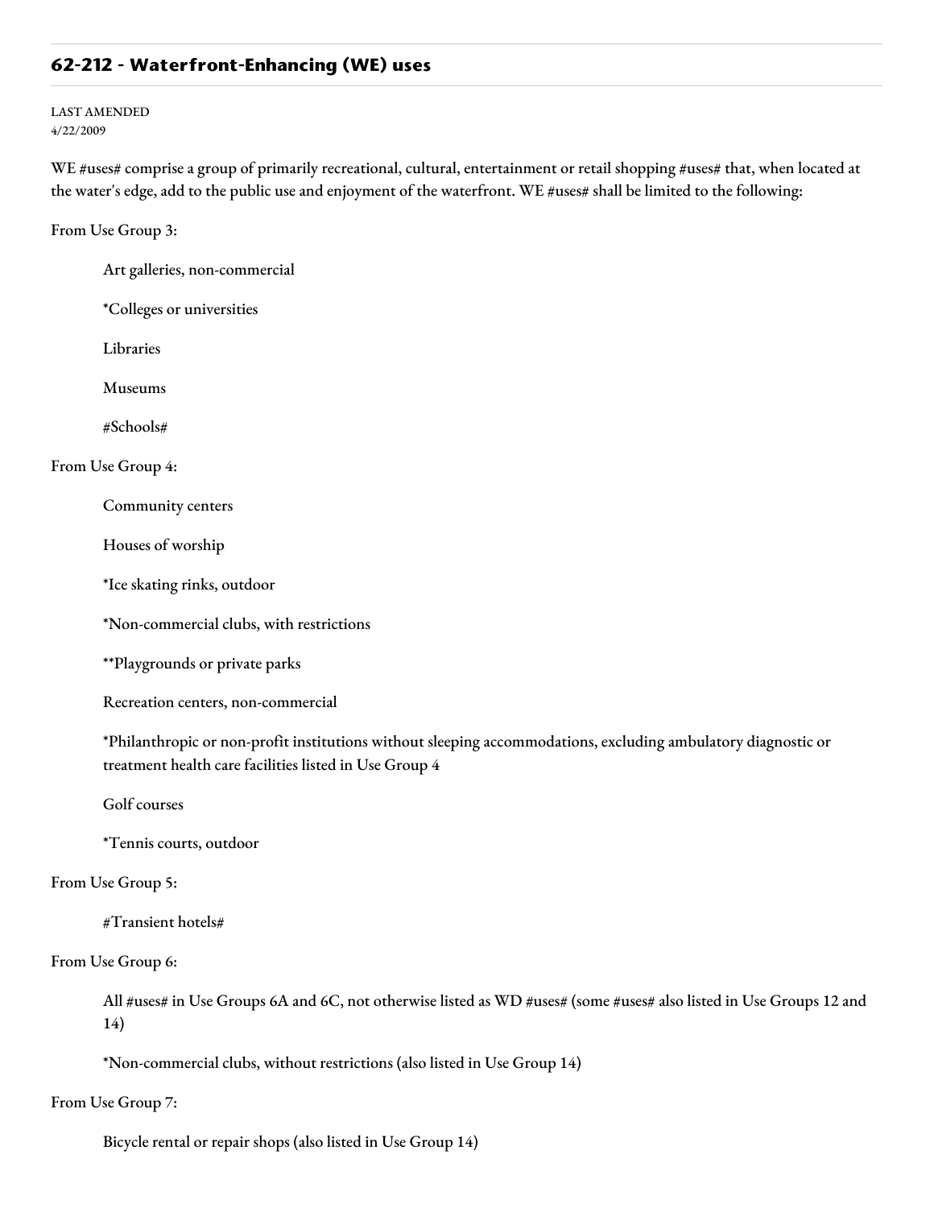## 62-212 - Waterfront-Enhancing (WE) uses

LAST AMENDED
4/22/2009

WE #uses# comprise a group of primarily recreational, cultural, entertainment or retail shopping #uses# that, when located at the water's edge, add to the public use and enjoyment of the waterfront. WE #uses# shall be limited to the following:

From Use Group 3:

> Art galleries, non-commercial
>
> *Colleges or universities
>
> Libraries
>
> Museums
>
> #Schools#

From Use Group 4:

> Community centers
>
> Houses of worship
>
> *Ice skating rinks, outdoor
>
> *Non-commercial clubs, with restrictions
>
> **Playgrounds or private parks
>
> Recreation centers, non-commercial
>
> *Philanthropic or non-profit institutions without sleeping accommodations, excluding ambulatory diagnostic or treatment health care facilities listed in Use Group 4
>
> Golf courses
>
> *Tennis courts, outdoor

From Use Group 5:

> #Transient hotels#

From Use Group 6:

> All #uses# in Use Groups 6A and 6C, not otherwise listed as WD #uses# (some #uses# also listed in Use Groups 12 and 14)
>
> *Non-commercial clubs, without restrictions (also listed in Use Group 14)

From Use Group 7:

> Bicycle rental or repair shops (also listed in Use Group 14)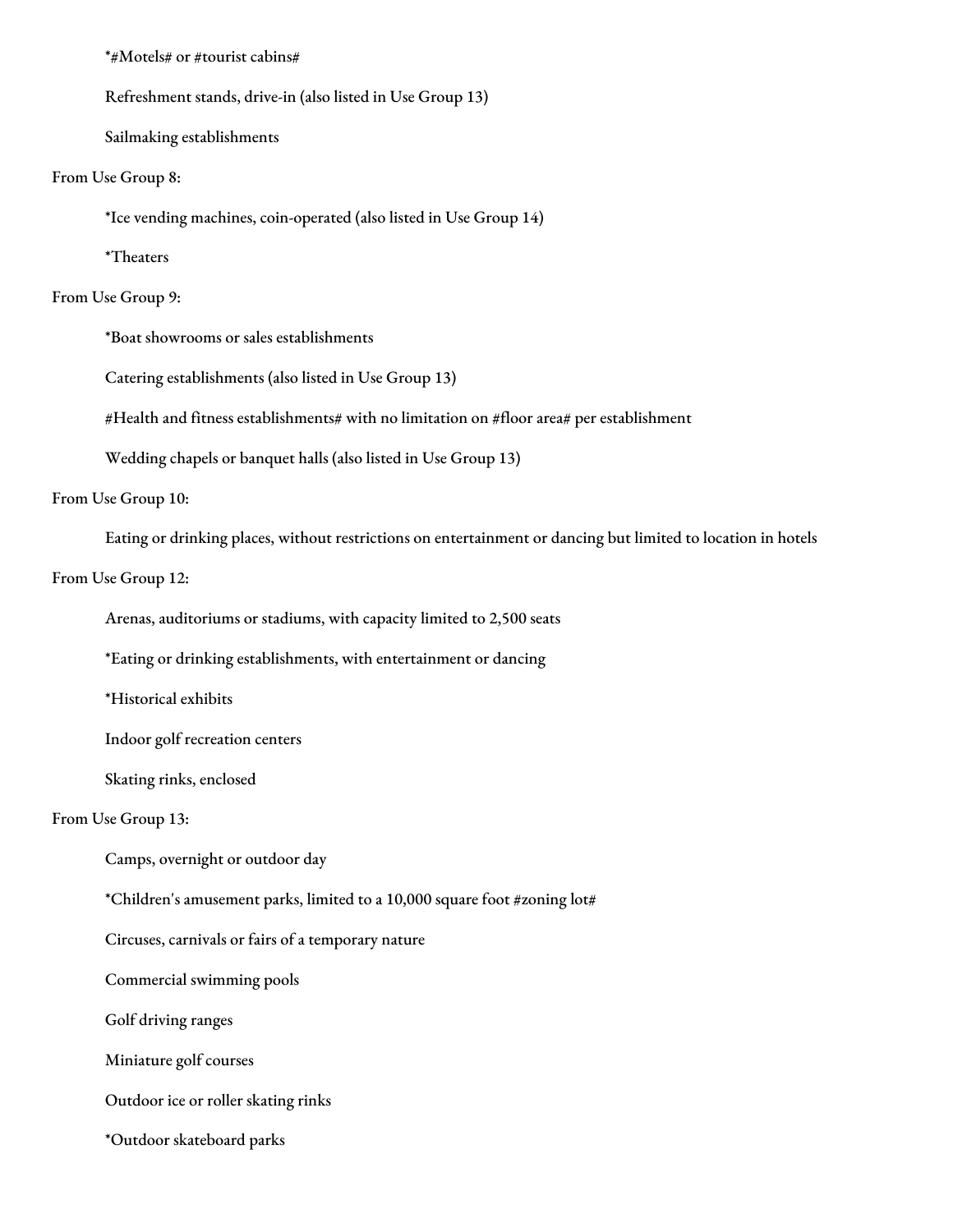*#Motels# or #tourist cabins#

Refreshment stands, drive-in (also listed in Use Group 13)

Sailmaking establishments

From Use Group 8:

*Ice vending machines, coin-operated (also listed in Use Group 14)

*Theaters

From Use Group 9:

*Boat showrooms or sales establishments

Catering establishments (also listed in Use Group 13)

#Health and fitness establishments# with no limitation on #floor area# per establishment

Wedding chapels or banquet halls (also listed in Use Group 13)

From Use Group 10:

Eating or drinking places, without restrictions on entertainment or dancing but limited to location in hotels

From Use Group 12:

Arenas, auditoriums or stadiums, with capacity limited to 2,500 seats

*Eating or drinking establishments, with entertainment or dancing

*Historical exhibits

Indoor golf recreation centers

Skating rinks, enclosed

From Use Group 13:

Camps, overnight or outdoor day

*Children's amusement parks, limited to a 10,000 square foot #zoning lot#

Circuses, carnivals or fairs of a temporary nature

Commercial swimming pools

Golf driving ranges

Miniature golf courses

Outdoor ice or roller skating rinks

*Outdoor skateboard parks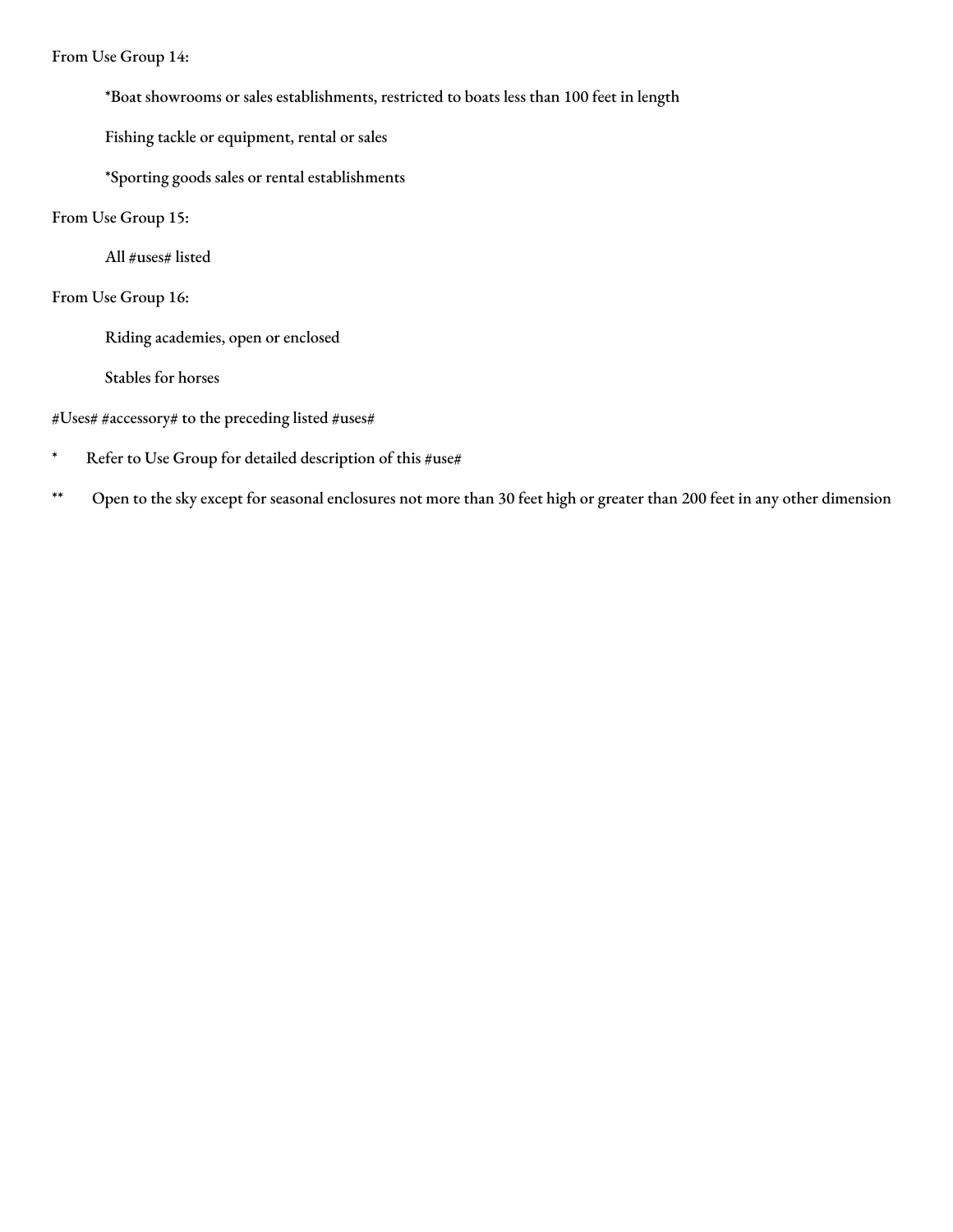From Use Group 14:

*Boat showrooms or sales establishments, restricted to boats less than 100 feet in length

Fishing tackle or equipment, rental or sales

*Sporting goods sales or rental establishments

From Use Group 15:

All #uses# listed

From Use Group 16:

Riding academies, open or enclosed

Stables for horses

#Uses# #accessory# to the preceding listed #uses#

\* Refer to Use Group for detailed description of this #use#

\** Open to the sky except for seasonal enclosures not more than 30 feet high or greater than 200 feet in any other dimension